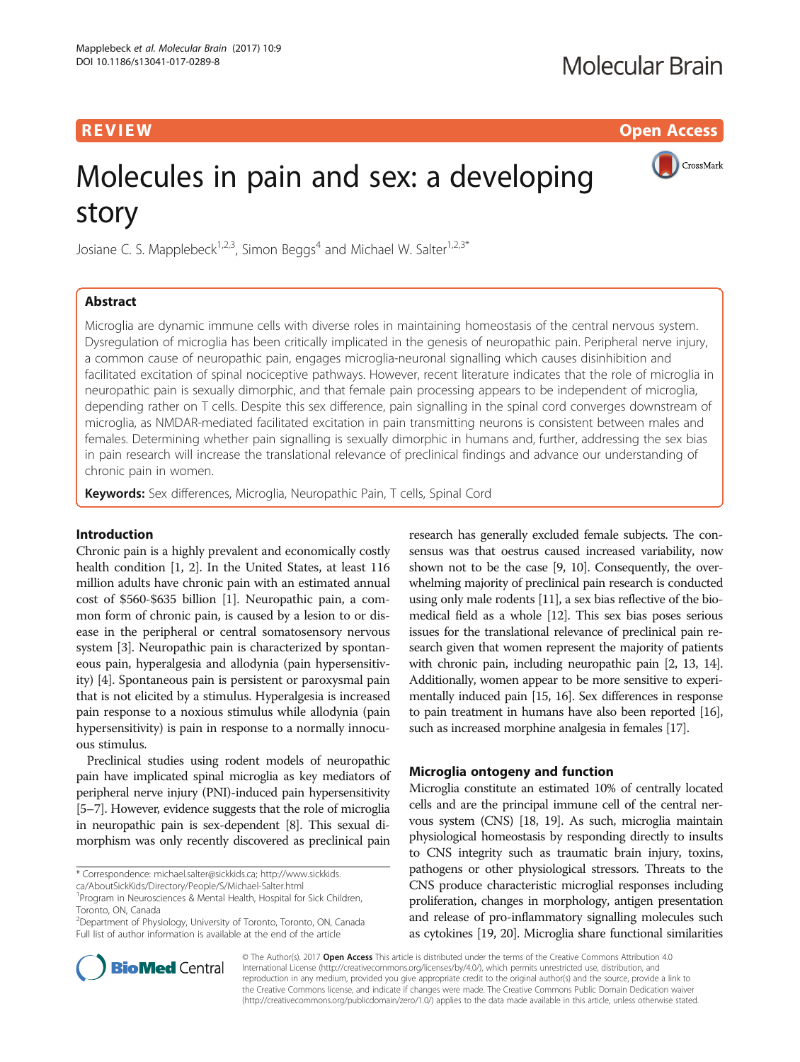REVIEW Open Access

# Molecules in pain and sex: a developing story

Josiane C. S. Mapplebeck[1,2,3], Simon Beggs[4] and Michael W. Salter[1,2,3*]

## Abstract

Microglia are dynamic immune cells with diverse roles in maintaining homeostasis of the central nervous system. Dysregulation of microglia has been critically implicated in the genesis of neuropathic pain. Peripheral nerve injury, a common cause of neuropathic pain, engages microglia-neuronal signalling which causes disinhibition and facilitated excitation of spinal nociceptive pathways. However, recent literature indicates that the role of microglia in neuropathic pain is sexually dimorphic, and that female pain processing appears to be independent of microglia, depending rather on T cells. Despite this sex difference, pain signalling in the spinal cord converges downstream of microglia, as NMDAR-mediated facilitated excitation in pain transmitting neurons is consistent between males and females. Determining whether pain signalling is sexually dimorphic in humans and, further, addressing the sex bias in pain research will increase the translational relevance of preclinical findings and advance our understanding of chronic pain in women.

**Keywords:** Sex differences, Microglia, Neuropathic Pain, T cells, Spinal Cord

## Introduction

Chronic pain is a highly prevalent and economically costly health condition [1, 2]. In the United States, at least 116 million adults have chronic pain with an estimated annual cost of $560-$635 billion [1]. Neuropathic pain, a common form of chronic pain, is caused by a lesion to or disease in the peripheral or central somatosensory nervous system [3]. Neuropathic pain is characterized by spontaneous pain, hyperalgesia and allodynia (pain hypersensitivity) [4]. Spontaneous pain is persistent or paroxysmal pain that is not elicited by a stimulus. Hyperalgesia is increased pain response to a noxious stimulus while allodynia (pain hypersensitivity) is pain in response to a normally innocuous stimulus.

Preclinical studies using rodent models of neuropathic pain have implicated spinal microglia as key mediators of peripheral nerve injury (PNI)-induced pain hypersensitivity [5–7]. However, evidence suggests that the role of microglia in neuropathic pain is sex-dependent [8]. This sexual dimorphism was only recently discovered as preclinical pain research has generally excluded female subjects. The consensus was that oestrus caused increased variability, now shown not to be the case [9, 10]. Consequently, the overwhelming majority of preclinical pain research is conducted using only male rodents [11], a sex bias reflective of the biomedical field as a whole [12]. This sex bias poses serious issues for the translational relevance of preclinical pain research given that women represent the majority of patients with chronic pain, including neuropathic pain [2, 13, 14]. Additionally, women appear to be more sensitive to experimentally induced pain [15, 16]. Sex differences in response to pain treatment in humans have also been reported [16], such as increased morphine analgesia in females [17].

## Microglia ontogeny and function

Microglia constitute an estimated 10% of centrally located cells and are the principal immune cell of the central nervous system (CNS) [18, 19]. As such, microglia maintain physiological homeostasis by responding directly to insults to CNS integrity such as traumatic brain injury, toxins, pathogens or other physiological stressors. Threats to the CNS produce characteristic microglial responses including proliferation, changes in morphology, antigen presentation and release of pro-inflammatory signalling molecules such as cytokines [19, 20]. Microglia share functional similarities

---

* Correspondence: michael.salter@sickkids.ca; http://www.sickkids.ca/AboutSickKids/Directory/People/S/Michael-Salter.html
[1]Program in Neurosciences & Mental Health, Hospital for Sick Children, Toronto, ON, Canada
[2]Department of Physiology, University of Toronto, Toronto, ON, Canada
Full list of author information is available at the end of the article

© The Author(s). 2017 **Open Access** This article is distributed under the terms of the Creative Commons Attribution 4.0 International License (http://creativecommons.org/licenses/by/4.0/), which permits unrestricted use, distribution, and reproduction in any medium, provided you give appropriate credit to the original author(s) and the source, provide a link to the Creative Commons license, and indicate if changes were made. The Creative Commons Public Domain Dedication waiver (http://creativecommons.org/publicdomain/zero/1.0/) applies to the data made available in this article, unless otherwise stated.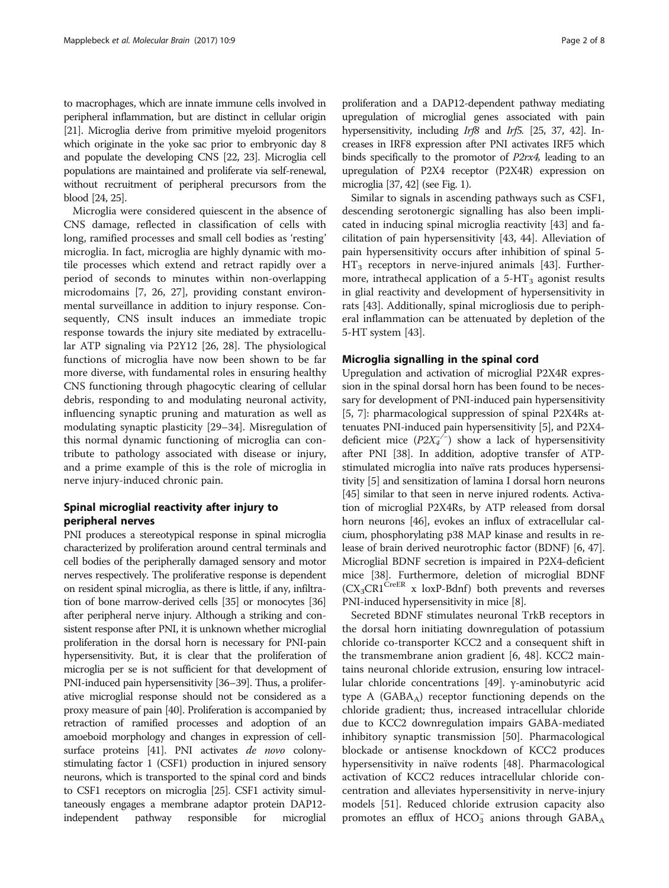to macrophages, which are innate immune cells involved in peripheral inflammation, but are distinct in cellular origin [21]. Microglia derive from primitive myeloid progenitors which originate in the yoke sac prior to embryonic day 8 and populate the developing CNS [22, 23]. Microglia cell populations are maintained and proliferate via self-renewal, without recruitment of peripheral precursors from the blood [24, 25].

Microglia were considered quiescent in the absence of CNS damage, reflected in classification of cells with long, ramified processes and small cell bodies as 'resting' microglia. In fact, microglia are highly dynamic with motile processes which extend and retract rapidly over a period of seconds to minutes within non-overlapping microdomains [7, 26, 27], providing constant environmental surveillance in addition to injury response. Consequently, CNS insult induces an immediate tropic response towards the injury site mediated by extracellular ATP signaling via P2Y12 [26, 28]. The physiological functions of microglia have now been shown to be far more diverse, with fundamental roles in ensuring healthy CNS functioning through phagocytic clearing of cellular debris, responding to and modulating neuronal activity, influencing synaptic pruning and maturation as well as modulating synaptic plasticity [29–34]. Misregulation of this normal dynamic functioning of microglia can contribute to pathology associated with disease or injury, and a prime example of this is the role of microglia in nerve injury-induced chronic pain.

## Spinal microglial reactivity after injury to peripheral nerves

PNI produces a stereotypical response in spinal microglia characterized by proliferation around central terminals and cell bodies of the peripherally damaged sensory and motor nerves respectively. The proliferative response is dependent on resident spinal microglia, as there is little, if any, infiltration of bone marrow-derived cells [35] or monocytes [36] after peripheral nerve injury. Although a striking and consistent response after PNI, it is unknown whether microglial proliferation in the dorsal horn is necessary for PNI-pain hypersensitivity. But, it is clear that the proliferation of microglia per se is not sufficient for that development of PNI-induced pain hypersensitivity [36–39]. Thus, a proliferative microglial response should not be considered as a proxy measure of pain [40]. Proliferation is accompanied by retraction of ramified processes and adoption of an amoeboid morphology and changes in expression of cell-surface proteins [41]. PNI activates *de novo* colony-stimulating factor 1 (CSF1) production in injured sensory neurons, which is transported to the spinal cord and binds to CSF1 receptors on microglia [25]. CSF1 activity simultaneously engages a membrane adaptor protein DAP12-independent pathway responsible for microglial proliferation and a DAP12-dependent pathway mediating upregulation of microglial genes associated with pain hypersensitivity, including *Irf8* and *Irf5*. [25, 37, 42]. Increases in IRF8 expression after PNI activates IRF5 which binds specifically to the promotor of *P2rx4*, leading to an upregulation of P2X4 receptor (P2X4R) expression on microglia [37, 42] (see Fig. 1).

Similar to signals in ascending pathways such as CSF1, descending serotonergic signalling has also been implicated in inducing spinal microglia reactivity [43] and facilitation of pain hypersensitivity [43, 44]. Alleviation of pain hypersensitivity occurs after inhibition of spinal 5-$HT_3$ receptors in nerve-injured animals [43]. Furthermore, intrathecal application of a 5-$HT_3$ agonist results in glial reactivity and development of hypersensitivity in rats [43]. Additionally, spinal microgliosis due to peripheral inflammation can be attenuated by depletion of the 5-HT system [43].

## Microglia signalling in the spinal cord

Upregulation and activation of microglial P2X4R expression in the spinal dorsal horn has been found to be necessary for development of PNI-induced pain hypersensitivity [5, 7]: pharmacological suppression of spinal P2X4Rs attenuates PNI-induced pain hypersensitivity [5], and P2X4-deficient mice ($P2X_4^{-/-}$) show a lack of hypersensitivity after PNI [38]. In addition, adoptive transfer of ATP-stimulated microglia into naïve rats produces hypersensitivity [5] and sensitization of lamina I dorsal horn neurons [45] similar to that seen in nerve injured rodents. Activation of microglial P2X4Rs, by ATP released from dorsal horn neurons [46], evokes an influx of extracellular calcium, phosphorylating p38 MAP kinase and results in release of brain derived neurotrophic factor (BDNF) [6, 47]. Microglial BDNF secretion is impaired in P2X4-deficient mice [38]. Furthermore, deletion of microglial BDNF ($CX_3CR1^{CreER}$ x loxP-Bdnf) both prevents and reverses PNI-induced hypersensitivity in mice [8].

Secreted BDNF stimulates neuronal TrkB receptors in the dorsal horn initiating downregulation of potassium chloride co-transporter KCC2 and a consequent shift in the transmembrane anion gradient [6, 48]. KCC2 maintains neuronal chloride extrusion, ensuring low intracellular chloride concentrations [49]. γ-aminobutyric acid type A ($GABA_A$) receptor functioning depends on the chloride gradient; thus, increased intracellular chloride due to KCC2 downregulation impairs GABA-mediated inhibitory synaptic transmission [50]. Pharmacological blockade or antisense knockdown of KCC2 produces hypersensitivity in naïve rodents [48]. Pharmacological activation of KCC2 reduces intracellular chloride concentration and alleviates hypersensitivity in nerve-injury models [51]. Reduced chloride extrusion capacity also promotes an efflux of $HCO_3^-$ anions through $GABA_A$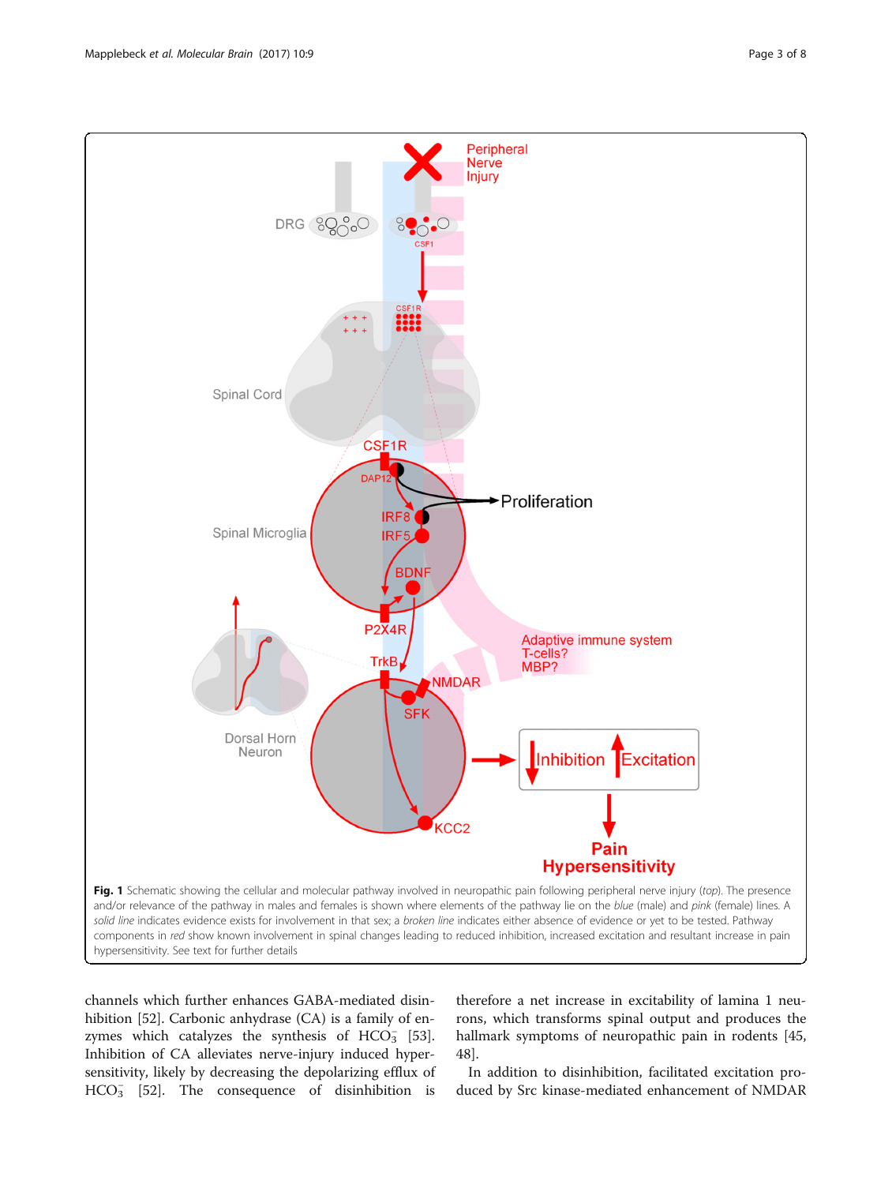**Fig. 1** Schematic showing the cellular and molecular pathway involved in neuropathic pain following peripheral nerve injury (*top*). The presence and/or relevance of the pathway in males and females is shown where elements of the pathway lie on the *blue* (male) and *pink* (female) lines. A *solid line* indicates evidence exists for involvement in that sex; a *broken line* indicates either absence of evidence or yet to be tested. Pathway components in *red* show known involvement in spinal changes leading to reduced inhibition, increased excitation and resultant increase in pain hypersensitivity. See text for further details

channels which further enhances GABA-mediated disinhibition [52]. Carbonic anhydrase (CA) is a family of enzymes which catalyzes the synthesis of $HCO_3^-$ [53]. Inhibition of CA alleviates nerve-injury induced hypersensitivity, likely by decreasing the depolarizing efflux of $HCO_3^-$ [52]. The consequence of disinhibition is therefore a net increase in excitability of lamina 1 neurons, which transforms spinal output and produces the hallmark symptoms of neuropathic pain in rodents [45, 48].

In addition to disinhibition, facilitated excitation produced by Src kinase-mediated enhancement of NMDAR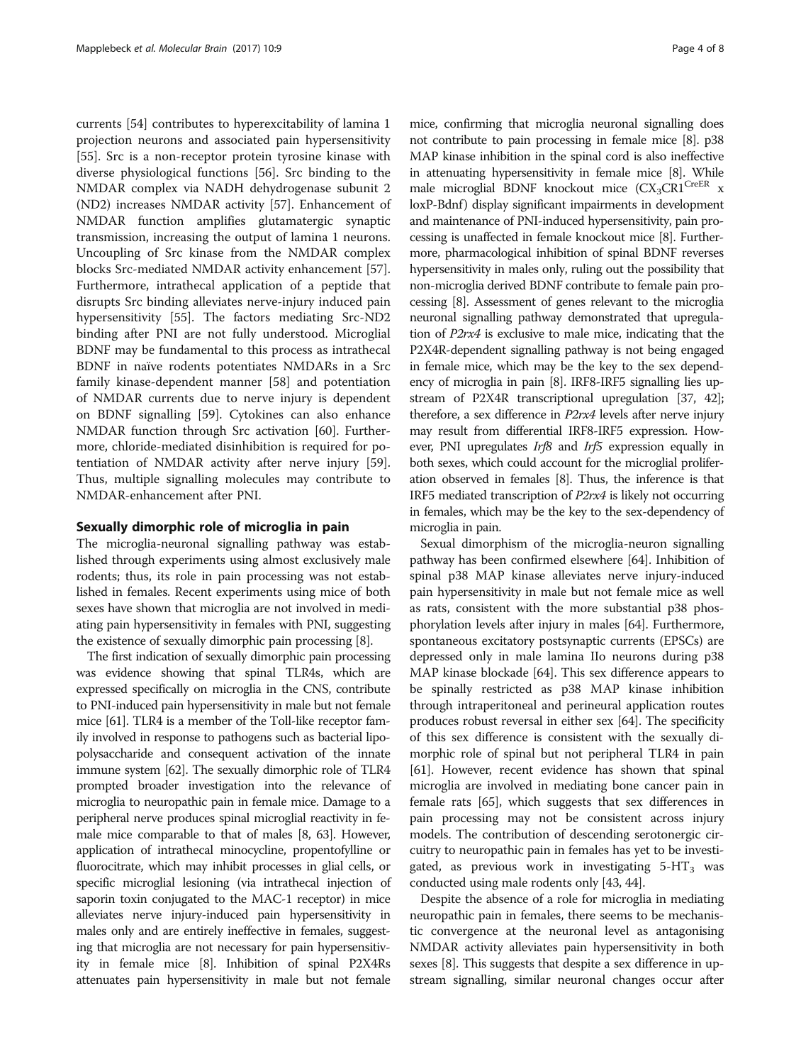currents [54] contributes to hyperexcitability of lamina 1 projection neurons and associated pain hypersensitivity [55]. Src is a non-receptor protein tyrosine kinase with diverse physiological functions [56]. Src binding to the NMDAR complex via NADH dehydrogenase subunit 2 (ND2) increases NMDAR activity [57]. Enhancement of NMDAR function amplifies glutamatergic synaptic transmission, increasing the output of lamina 1 neurons. Uncoupling of Src kinase from the NMDAR complex blocks Src-mediated NMDAR activity enhancement [57]. Furthermore, intrathecal application of a peptide that disrupts Src binding alleviates nerve-injury induced pain hypersensitivity [55]. The factors mediating Src-ND2 binding after PNI are not fully understood. Microglial BDNF may be fundamental to this process as intrathecal BDNF in naïve rodents potentiates NMDARs in a Src family kinase-dependent manner [58] and potentiation of NMDAR currents due to nerve injury is dependent on BDNF signalling [59]. Cytokines can also enhance NMDAR function through Src activation [60]. Furthermore, chloride-mediated disinhibition is required for potentiation of NMDAR activity after nerve injury [59]. Thus, multiple signalling molecules may contribute to NMDAR-enhancement after PNI.

## Sexually dimorphic role of microglia in pain

The microglia-neuronal signalling pathway was established through experiments using almost exclusively male rodents; thus, its role in pain processing was not established in females. Recent experiments using mice of both sexes have shown that microglia are not involved in mediating pain hypersensitivity in females with PNI, suggesting the existence of sexually dimorphic pain processing [8].

The first indication of sexually dimorphic pain processing was evidence showing that spinal TLR4s, which are expressed specifically on microglia in the CNS, contribute to PNI-induced pain hypersensitivity in male but not female mice [61]. TLR4 is a member of the Toll-like receptor family involved in response to pathogens such as bacterial lipopolysaccharide and consequent activation of the innate immune system [62]. The sexually dimorphic role of TLR4 prompted broader investigation into the relevance of microglia to neuropathic pain in female mice. Damage to a peripheral nerve produces spinal microglial reactivity in female mice comparable to that of males [8, 63]. However, application of intrathecal minocycline, propentofylline or fluorocitrate, which may inhibit processes in glial cells, or specific microglial lesioning (via intrathecal injection of saporin toxin conjugated to the MAC-1 receptor) in mice alleviates nerve injury-induced pain hypersensitivity in males only and are entirely ineffective in females, suggesting that microglia are not necessary for pain hypersensitivity in female mice [8]. Inhibition of spinal P2X4Rs attenuates pain hypersensitivity in male but not female mice, confirming that microglia neuronal signalling does not contribute to pain processing in female mice [8]. p38 MAP kinase inhibition in the spinal cord is also ineffective in attenuating hypersensitivity in female mice [8]. While male microglial BDNF knockout mice ($CX_3CR1^{CreER}$ x loxP-Bdnf) display significant impairments in development and maintenance of PNI-induced hypersensitivity, pain processing is unaffected in female knockout mice [8]. Furthermore, pharmacological inhibition of spinal BDNF reverses hypersensitivity in males only, ruling out the possibility that non-microglia derived BDNF contribute to female pain processing [8]. Assessment of genes relevant to the microglia neuronal signalling pathway demonstrated that upregulation of *P2rx4* is exclusive to male mice, indicating that the P2X4R-dependent signalling pathway is not being engaged in female mice, which may be the key to the sex dependency of microglia in pain [8]. IRF8-IRF5 signalling lies upstream of P2X4R transcriptional upregulation [37, 42]; therefore, a sex difference in *P2rx4* levels after nerve injury may result from differential IRF8-IRF5 expression. However, PNI upregulates *Irf8* and *Irf5* expression equally in both sexes, which could account for the microglial proliferation observed in females [8]. Thus, the inference is that IRF5 mediated transcription of *P2rx4* is likely not occurring in females, which may be the key to the sex-dependency of microglia in pain.

Sexual dimorphism of the microglia-neuron signalling pathway has been confirmed elsewhere [64]. Inhibition of spinal p38 MAP kinase alleviates nerve injury-induced pain hypersensitivity in male but not female mice as well as rats, consistent with the more substantial p38 phosphorylation levels after injury in males [64]. Furthermore, spontaneous excitatory postsynaptic currents (EPSCs) are depressed only in male lamina IIo neurons during p38 MAP kinase blockade [64]. This sex difference appears to be spinally restricted as p38 MAP kinase inhibition through intraperitoneal and perineural application routes produces robust reversal in either sex [64]. The specificity of this sex difference is consistent with the sexually dimorphic role of spinal but not peripheral TLR4 in pain [61]. However, recent evidence has shown that spinal microglia are involved in mediating bone cancer pain in female rats [65], which suggests that sex differences in pain processing may not be consistent across injury models. The contribution of descending serotonergic circuitry to neuropathic pain in females has yet to be investigated, as previous work in investigating 5-$HT_3$ was conducted using male rodents only [43, 44].

Despite the absence of a role for microglia in mediating neuropathic pain in females, there seems to be mechanistic convergence at the neuronal level as antagonising NMDAR activity alleviates pain hypersensitivity in both sexes [8]. This suggests that despite a sex difference in upstream signalling, similar neuronal changes occur after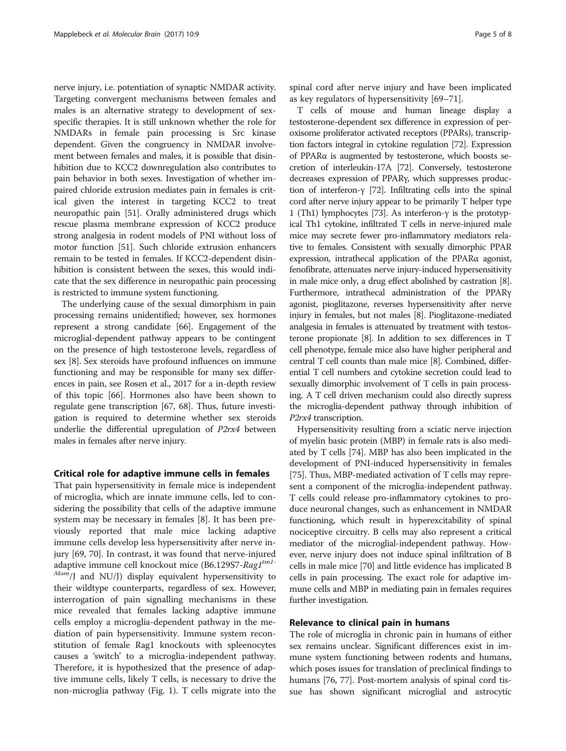nerve injury, i.e. potentiation of synaptic NMDAR activity. Targeting convergent mechanisms between females and males is an alternative strategy to development of sex-specific therapies. It is still unknown whether the role for NMDARs in female pain processing is Src kinase dependent. Given the congruency in NMDAR involvement between females and males, it is possible that disinhibition due to KCC2 downregulation also contributes to pain behavior in both sexes. Investigation of whether impaired chloride extrusion mediates pain in females is critical given the interest in targeting KCC2 to treat neuropathic pain [51]. Orally administered drugs which rescue plasma membrane expression of KCC2 produce strong analgesia in rodent models of PNI without loss of motor function [51]. Such chloride extrusion enhancers remain to be tested in females. If KCC2-dependent disinhibition is consistent between the sexes, this would indicate that the sex difference in neuropathic pain processing is restricted to immune system functioning.

The underlying cause of the sexual dimorphism in pain processing remains unidentified; however, sex hormones represent a strong candidate [66]. Engagement of the microglial-dependent pathway appears to be contingent on the presence of high testosterone levels, regardless of sex [8]. Sex steroids have profound influences on immune functioning and may be responsible for many sex differences in pain, see Rosen et al., 2017 for a in-depth review of this topic [66]. Hormones also have been shown to regulate gene transcription [67, 68]. Thus, future investigation is required to determine whether sex steroids underlie the differential upregulation of *P2rx4* between males in females after nerve injury.

## Critical role for adaptive immune cells in females

That pain hypersensitivity in female mice is independent of microglia, which are innate immune cells, led to considering the possibility that cells of the adaptive immune system may be necessary in females [8]. It has been previously reported that male mice lacking adaptive immune cells develop less hypersensitivity after nerve injury [69, 70]. In contrast, it was found that nerve-injured adaptive immune cell knockout mice (B6.129S7-*Rag1*$^{tm1-Mom}$/J and NU/J) display equivalent hypersensitivity to their wildtype counterparts, regardless of sex. However, interrogation of pain signalling mechanisms in these mice revealed that females lacking adaptive immune cells employ a microglia-dependent pathway in the mediation of pain hypersensitivity. Immune system reconstitution of female Rag1 knockouts with spleenocytes causes a 'switch' to a microglia-independent pathway. Therefore, it is hypothesized that the presence of adaptive immune cells, likely T cells, is necessary to drive the non-microglia pathway (Fig. 1). T cells migrate into the spinal cord after nerve injury and have been implicated as key regulators of hypersensitivity [69–71].

T cells of mouse and human lineage display a testosterone-dependent sex difference in expression of peroxisome proliferator activated receptors (PPARs), transcription factors integral in cytokine regulation [72]. Expression of PPARα is augmented by testosterone, which boosts secretion of interleukin-17A [72]. Conversely, testosterone decreases expression of PPARγ, which suppresses production of interferon-γ [72]. Infiltrating cells into the spinal cord after nerve injury appear to be primarily T helper type 1 (Th1) lymphocytes [73]. As interferon-γ is the prototypical Th1 cytokine, infiltrated T cells in nerve-injured male mice may secrete fewer pro-inflammatory mediators relative to females. Consistent with sexually dimorphic PPAR expression, intrathecal application of the PPARα agonist, fenofibrate, attenuates nerve injury-induced hypersensitivity in male mice only, a drug effect abolished by castration [8]. Furthermore, intrathecal administration of the PPARγ agonist, pioglitazone, reverses hypersensitivity after nerve injury in females, but not males [8]. Pioglitazone-mediated analgesia in females is attenuated by treatment with testosterone propionate [8]. In addition to sex differences in T cell phenotype, female mice also have higher peripheral and central T cell counts than male mice [8]. Combined, differential T cell numbers and cytokine secretion could lead to sexually dimorphic involvement of T cells in pain processing. A T cell driven mechanism could also directly supress the microglia-dependent pathway through inhibition of *P2rx4* transcription.

Hypersensitivity resulting from a sciatic nerve injection of myelin basic protein (MBP) in female rats is also mediated by T cells [74]. MBP has also been implicated in the development of PNI-induced hypersensitivity in females [75]. Thus, MBP-mediated activation of T cells may represent a component of the microglia-independent pathway. T cells could release pro-inflammatory cytokines to produce neuronal changes, such as enhancement in NMDAR functioning, which result in hyperexcitability of spinal nociceptive circuitry. B cells may also represent a critical mediator of the microglial-independent pathway. However, nerve injury does not induce spinal infiltration of B cells in male mice [70] and little evidence has implicated B cells in pain processing. The exact role for adaptive immune cells and MBP in mediating pain in females requires further investigation.

## Relevance to clinical pain in humans

The role of microglia in chronic pain in humans of either sex remains unclear. Significant differences exist in immune system functioning between rodents and humans, which poses issues for translation of preclinical findings to humans [76, 77]. Post-mortem analysis of spinal cord tissue has shown significant microglial and astrocytic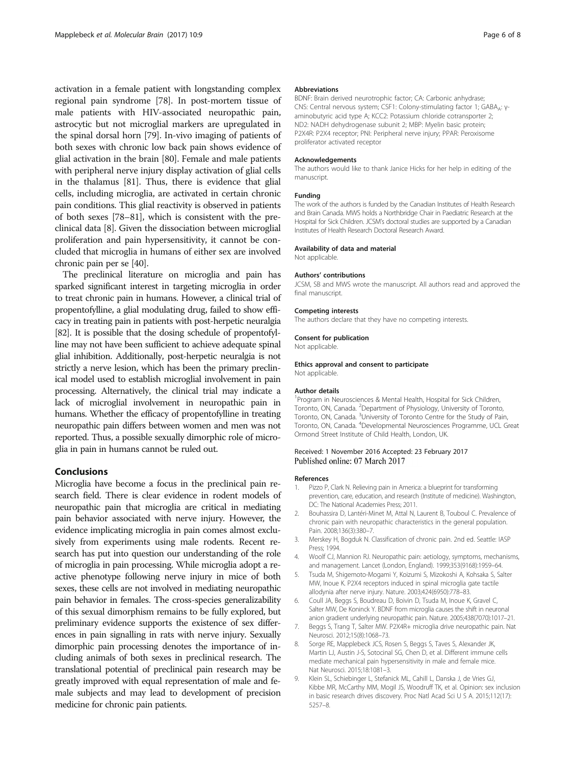activation in a female patient with longstanding complex regional pain syndrome [78]. In post-mortem tissue of male patients with HIV-associated neuropathic pain, astrocytic but not microglial markers are upregulated in the spinal dorsal horn [79]. In-vivo imaging of patients of both sexes with chronic low back pain shows evidence of glial activation in the brain [80]. Female and male patients with peripheral nerve injury display activation of glial cells in the thalamus [81]. Thus, there is evidence that glial cells, including microglia, are activated in certain chronic pain conditions. This glial reactivity is observed in patients of both sexes [78–81], which is consistent with the preclinical data [8]. Given the dissociation between microglial proliferation and pain hypersensitivity, it cannot be concluded that microglia in humans of either sex are involved chronic pain per se [40].

The preclinical literature on microglia and pain has sparked significant interest in targeting microglia in order to treat chronic pain in humans. However, a clinical trial of propentofylline, a glial modulating drug, failed to show efficacy in treating pain in patients with post-herpetic neuralgia [82]. It is possible that the dosing schedule of propentofylline may not have been sufficient to achieve adequate spinal glial inhibition. Additionally, post-herpetic neuralgia is not strictly a nerve lesion, which has been the primary preclinical model used to establish microglial involvement in pain processing. Alternatively, the clinical trial may indicate a lack of microglial involvement in neuropathic pain in humans. Whether the efficacy of propentofylline in treating neuropathic pain differs between women and men was not reported. Thus, a possible sexually dimorphic role of microglia in pain in humans cannot be ruled out.

## Conclusions

Microglia have become a focus in the preclinical pain research field. There is clear evidence in rodent models of neuropathic pain that microglia are critical in mediating pain behavior associated with nerve injury. However, the evidence implicating microglia in pain comes almost exclusively from experiments using male rodents. Recent research has put into question our understanding of the role of microglia in pain processing. While microglia adopt a reactive phenotype following nerve injury in mice of both sexes, these cells are not involved in mediating neuropathic pain behavior in females. The cross-species generalizability of this sexual dimorphism remains to be fully explored, but preliminary evidence supports the existence of sex differences in pain signalling in rats with nerve injury. Sexually dimorphic pain processing denotes the importance of including animals of both sexes in preclinical research. The translational potential of preclinical pain research may be greatly improved with equal representation of male and female subjects and may lead to development of precision medicine for chronic pain patients.

#### Abbreviations

BDNF: Brain derived neurotrophic factor; CA: Carbonic anhydrase; CNS: Central nervous system; CSF1: Colony-stimulating factor 1; $GABA_A$: γ-aminobutyric acid type A; KCC2: Potassium chloride cotransporter 2; ND2: NADH dehydrogenase subunit 2; MBP: Myelin basic protein; P2X4R: P2X4 receptor; PNI: Peripheral nerve injury; PPAR: Peroxisome proliferator activated receptor

#### Acknowledgements

The authors would like to thank Janice Hicks for her help in editing of the manuscript.

#### Funding

The work of the authors is funded by the Canadian Institutes of Health Research and Brain Canada. MWS holds a Northbridge Chair in Paediatric Research at the Hospital for Sick Children. JCSM's doctoral studies are supported by a Canadian Institutes of Health Research Doctoral Research Award.

#### Availability of data and material

Not applicable.

#### Authors' contributions

JCSM, SB and MWS wrote the manuscript. All authors read and approved the final manuscript.

#### Competing interests

The authors declare that they have no competing interests.

#### Consent for publication

Not applicable.

#### Ethics approval and consent to participate

Not applicable.

#### Author details

[1]Program in Neurosciences & Mental Health, Hospital for Sick Children, Toronto, ON, Canada. [2]Department of Physiology, University of Toronto, Toronto, ON, Canada. [3]University of Toronto Centre for the Study of Pain, Toronto, ON, Canada. [4]Developmental Neurosciences Programme, UCL Great Ormond Street Institute of Child Health, London, UK.

Received: 1 November 2016 Accepted: 23 February 2017
Published online: 07 March 2017

#### References

1. Pizzo P, Clark N. Relieving pain in America: a blueprint for transforming prevention, care, education, and research (Institute of medicine). Washington, DC: The National Academies Press; 2011.
2. Bouhassira D, Lantéri-Minet M, Attal N, Laurent B, Touboul C. Prevalence of chronic pain with neuropathic characteristics in the general population. Pain. 2008;136(3):380–7.
3. Merskey H, Bogduk N. Classification of chronic pain. 2nd ed. Seattle: IASP Press; 1994.
4. Woolf CJ, Mannion RJ. Neuropathic pain: aetiology, symptoms, mechanisms, and management. Lancet (London, England). 1999;353(9168):1959–64.
5. Tsuda M, Shigemoto-Mogami Y, Koizumi S, Mizokoshi A, Kohsaka S, Salter MW, Inoue K. P2X4 receptors induced in spinal microglia gate tactile allodynia after nerve injury. Nature. 2003;424(6950):778–83.
6. Coull JA, Beggs S, Boudreau D, Boivin D, Tsuda M, Inoue K, Gravel C, Salter MW, De Koninck Y. BDNF from microglia causes the shift in neuronal anion gradient underlying neuropathic pain. Nature. 2005;438(7070):1017–21.
7. Beggs S, Trang T, Salter MW. P2X4R+ microglia drive neuropathic pain. Nat Neurosci. 2012;15(8):1068–73.
8. Sorge RE, Mapplebeck JCS, Rosen S, Beggs S, Taves S, Alexander JK, Martin LJ, Austin J-S, Sotocinal SG, Chen D, et al. Different immune cells mediate mechanical pain hypersensitivity in male and female mice. Nat Neurosci. 2015;18:1081–3.
9. Klein SL, Schiebinger L, Stefanick ML, Cahill L, Danska J, de Vries GJ, Kibbe MR, McCarthy MM, Mogil JS, Woodruff TK, et al. Opinion: sex inclusion in basic research drives discovery. Proc Natl Acad Sci U S A. 2015;112(17):5257–8.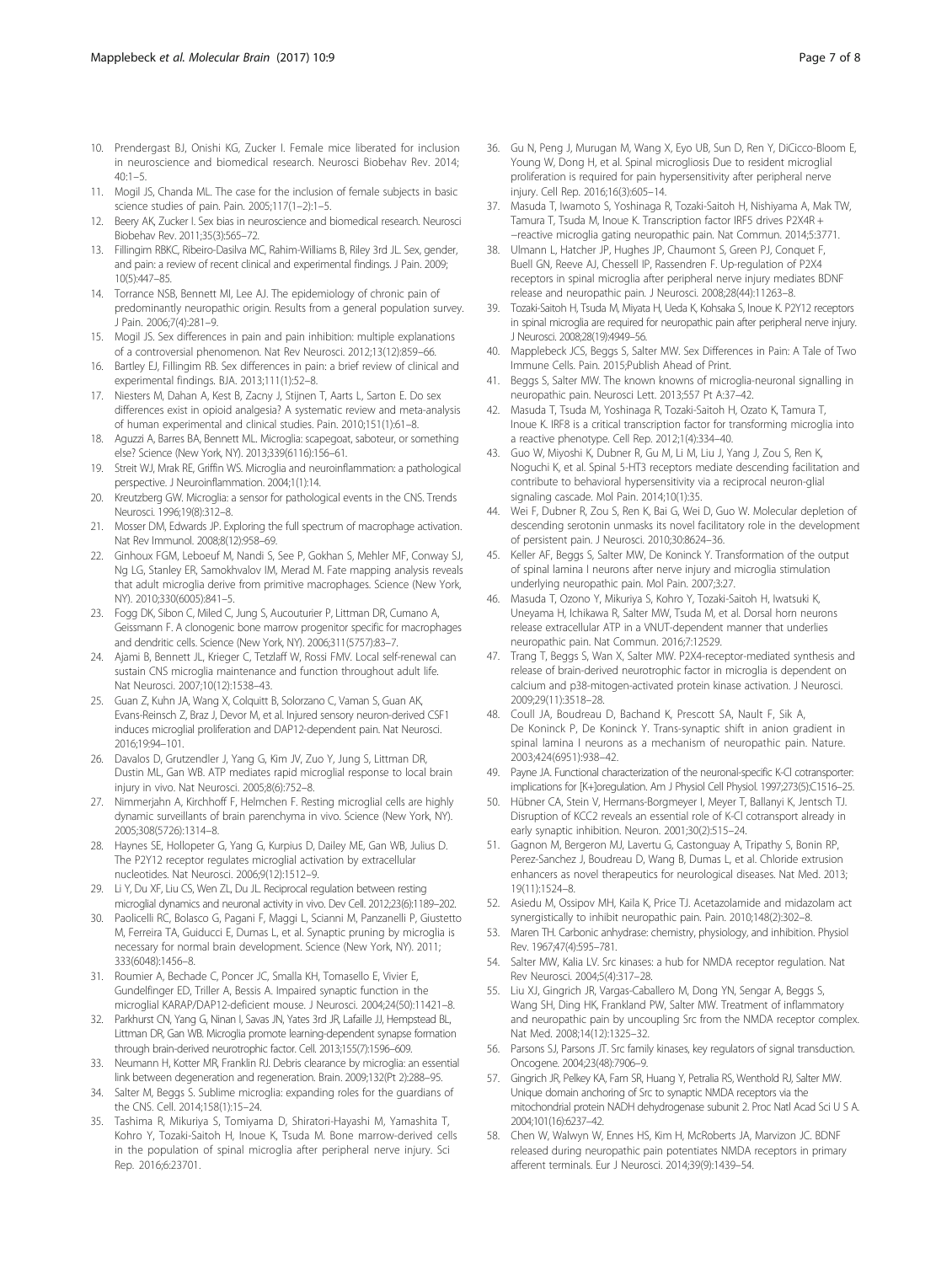10. Prendergast BJ, Onishi KG, Zucker I. Female mice liberated for inclusion in neuroscience and biomedical research. Neurosci Biobehav Rev. 2014; 40:1–5.
11. Mogil JS, Chanda ML. The case for the inclusion of female subjects in basic science studies of pain. Pain. 2005;117(1–2):1–5.
12. Beery AK, Zucker I. Sex bias in neuroscience and biomedical research. Neurosci Biobehav Rev. 2011;35(3):565–72.
13. Fillingim RBKC, Ribeiro-Dasilva MC, Rahim-Williams B, Riley 3rd JL. Sex, gender, and pain: a review of recent clinical and experimental findings. J Pain. 2009; 10(5):447–85.
14. Torrance NSB, Bennett MI, Lee AJ. The epidemiology of chronic pain of predominantly neuropathic origin. Results from a general population survey. J Pain. 2006;7(4):281–9.
15. Mogil JS. Sex differences in pain and pain inhibition: multiple explanations of a controversial phenomenon. Nat Rev Neurosci. 2012;13(12):859–66.
16. Bartley EJ, Fillingim RB. Sex differences in pain: a brief review of clinical and experimental findings. BJA. 2013;111(1):52–8.
17. Niesters M, Dahan A, Kest B, Zacny J, Stijnen T, Aarts L, Sarton E. Do sex differences exist in opioid analgesia? A systematic review and meta-analysis of human experimental and clinical studies. Pain. 2010;151(1):61–8.
18. Aguzzi A, Barres BA, Bennett ML. Microglia: scapegoat, saboteur, or something else? Science (New York, NY). 2013;339(6116):156–61.
19. Streit WJ, Mrak RE, Griffin WS. Microglia and neuroinflammation: a pathological perspective. J Neuroinflammation. 2004;1(1):14.
20. Kreutzberg GW. Microglia: a sensor for pathological events in the CNS. Trends Neurosci. 1996;19(8):312–8.
21. Mosser DM, Edwards JP. Exploring the full spectrum of macrophage activation. Nat Rev Immunol. 2008;8(12):958–69.
22. Ginhoux FGM, Leboeuf M, Nandi S, See P, Gokhan S, Mehler MF, Conway SJ, Ng LG, Stanley ER, Samokhvalov IM, Merad M. Fate mapping analysis reveals that adult microglia derive from primitive macrophages. Science (New York, NY). 2010;330(6005):841–5.
23. Fogg DK, Sibon C, Miled C, Jung S, Aucouturier P, Littman DR, Cumano A, Geissmann F. A clonogenic bone marrow progenitor specific for macrophages and dendritic cells. Science (New York, NY). 2006;311(5757):83–7.
24. Ajami B, Bennett JL, Krieger C, Tetzlaff W, Rossi FMV. Local self-renewal can sustain CNS microglia maintenance and function throughout adult life. Nat Neurosci. 2007;10(12):1538–43.
25. Guan Z, Kuhn JA, Wang X, Colquitt B, Solorzano C, Vaman S, Guan AK, Evans-Reinsch Z, Braz J, Devor M, et al. Injured sensory neuron-derived CSF1 induces microglial proliferation and DAP12-dependent pain. Nat Neurosci. 2016;19:94–101.
26. Davalos D, Grutzendler J, Yang G, Kim JV, Zuo Y, Jung S, Littman DR, Dustin ML, Gan WB. ATP mediates rapid microglial response to local brain injury in vivo. Nat Neurosci. 2005;8(6):752–8.
27. Nimmerjahn A, Kirchhoff F, Helmchen F. Resting microglial cells are highly dynamic surveillants of brain parenchyma in vivo. Science (New York, NY). 2005;308(5726):1314–8.
28. Haynes SE, Hollopeter G, Yang G, Kurpius D, Dailey ME, Gan WB, Julius D. The P2Y12 receptor regulates microglial activation by extracellular nucleotides. Nat Neurosci. 2006;9(12):1512–9.
29. Li Y, Du XF, Liu CS, Wen ZL, Du JL. Reciprocal regulation between resting microglial dynamics and neuronal activity in vivo. Dev Cell. 2012;23(6):1189–202.
30. Paolicelli RC, Bolasco G, Pagani F, Maggi L, Scianni M, Panzanelli P, Giustetto M, Ferreira TA, Guiducci E, Dumas L, et al. Synaptic pruning by microglia is necessary for normal brain development. Science (New York, NY). 2011; 333(6048):1456–8.
31. Roumier A, Bechade C, Poncer JC, Smalla KH, Tomasello E, Vivier E, Gundelfinger ED, Triller A, Bessis A. Impaired synaptic function in the microglial KARAP/DAP12-deficient mouse. J Neurosci. 2004;24(50):11421–8.
32. Parkhurst CN, Yang G, Ninan I, Savas JN, Yates 3rd JR, Lafaille JJ, Hempstead BL, Littman DR, Gan WB. Microglia promote learning-dependent synapse formation through brain-derived neurotrophic factor. Cell. 2013;155(7):1596–609.
33. Neumann H, Kotter MR, Franklin RJ. Debris clearance by microglia: an essential link between degeneration and regeneration. Brain. 2009;132(Pt 2):288–95.
34. Salter M, Beggs S. Sublime microglia: expanding roles for the guardians of the CNS. Cell. 2014;158(1):15–24.
35. Tashima R, Mikuriya S, Tomiyama D, Shiratori-Hayashi M, Yamashita T, Kohro Y, Tozaki-Saitoh H, Inoue K, Tsuda M. Bone marrow-derived cells in the population of spinal microglia after peripheral nerve injury. Sci Rep. 2016;6:23701.
36. Gu N, Peng J, Murugan M, Wang X, Eyo UB, Sun D, Ren Y, DiCicco-Bloom E, Young W, Dong H, et al. Spinal microgliosis Due to resident microglial proliferation is required for pain hypersensitivity after peripheral nerve injury. Cell Rep. 2016;16(3):605–14.
37. Masuda T, Iwamoto S, Yoshinaga R, Tozaki-Saitoh H, Nishiyama A, Mak TW, Tamura T, Tsuda M, Inoue K. Transcription factor IRF5 drives P2X4R + −reactive microglia gating neuropathic pain. Nat Commun. 2014;5:3771.
38. Ulmann L, Hatcher JP, Hughes JP, Chaumont S, Green PJ, Conquet F, Buell GN, Reeve AJ, Chessell IP, Rassendren F. Up-regulation of P2X4 receptors in spinal microglia after peripheral nerve injury mediates BDNF release and neuropathic pain. J Neurosci. 2008;28(44):11263–8.
39. Tozaki-Saitoh H, Tsuda M, Miyata H, Ueda K, Kohsaka S, Inoue K. P2Y12 receptors in spinal microglia are required for neuropathic pain after peripheral nerve injury. J Neurosci. 2008;28(19):4949–56.
40. Mapplebeck JCS, Beggs S, Salter MW. Sex Differences in Pain: A Tale of Two Immune Cells. Pain. 2015;Publish Ahead of Print.
41. Beggs S, Salter MW. The known knowns of microglia-neuronal signalling in neuropathic pain. Neurosci Lett. 2013;557 Pt A:37–42.
42. Masuda T, Tsuda M, Yoshinaga R, Tozaki-Saitoh H, Ozato K, Tamura T, Inoue K. IRF8 is a critical transcription factor for transforming microglia into a reactive phenotype. Cell Rep. 2012;1(4):334–40.
43. Guo W, Miyoshi K, Dubner R, Gu M, Li M, Liu J, Yang J, Zou S, Ren K, Noguchi K, et al. Spinal 5-HT3 receptors mediate descending facilitation and contribute to behavioral hypersensitivity via a reciprocal neuron-glial signaling cascade. Mol Pain. 2014;10(1):35.
44. Wei F, Dubner R, Zou S, Ren K, Bai G, Wei D, Guo W. Molecular depletion of descending serotonin unmasks its novel facilitatory role in the development of persistent pain. J Neurosci. 2010;30:8624–36.
45. Keller AF, Beggs S, Salter MW, De Koninck Y. Transformation of the output of spinal lamina I neurons after nerve injury and microglia stimulation underlying neuropathic pain. Mol Pain. 2007;3:27.
46. Masuda T, Ozono Y, Mikuriya S, Kohro Y, Tozaki-Saitoh H, Iwatsuki K, Uneyama H, Ichikawa R, Salter MW, Tsuda M, et al. Dorsal horn neurons release extracellular ATP in a VNUT-dependent manner that underlies neuropathic pain. Nat Commun. 2016;7:12529.
47. Trang T, Beggs S, Wan X, Salter MW. P2X4-receptor-mediated synthesis and release of brain-derived neurotrophic factor in microglia is dependent on calcium and p38-mitogen-activated protein kinase activation. J Neurosci. 2009;29(11):3518–28.
48. Coull JA, Boudreau D, Bachand K, Prescott SA, Nault F, Sik A, De Koninck P, De Koninck Y. Trans-synaptic shift in anion gradient in spinal lamina I neurons as a mechanism of neuropathic pain. Nature. 2003;424(6951):938–42.
49. Payne JA. Functional characterization of the neuronal-specific K-Cl cotransporter: implications for [K+]oregulation. Am J Physiol Cell Physiol. 1997;273(5):C1516–25.
50. Hübner CA, Stein V, Hermans-Borgmeyer I, Meyer T, Ballanyi K, Jentsch TJ. Disruption of KCC2 reveals an essential role of K-Cl cotransport already in early synaptic inhibition. Neuron. 2001;30(2):515–24.
51. Gagnon M, Bergeron MJ, Lavertu G, Castonguay A, Tripathy S, Bonin RP, Perez-Sanchez J, Boudreau D, Wang B, Dumas L, et al. Chloride extrusion enhancers as novel therapeutics for neurological diseases. Nat Med. 2013; 19(11):1524–8.
52. Asiedu M, Ossipov MH, Kaila K, Price TJ. Acetazolamide and midazolam act synergistically to inhibit neuropathic pain. Pain. 2010;148(2):302–8.
53. Maren TH. Carbonic anhydrase: chemistry, physiology, and inhibition. Physiol Rev. 1967;47(4):595–781.
54. Salter MW, Kalia LV. Src kinases: a hub for NMDA receptor regulation. Nat Rev Neurosci. 2004;5(4):317–28.
55. Liu XJ, Gingrich JR, Vargas-Caballero M, Dong YN, Sengar A, Beggs S, Wang SH, Ding HK, Frankland PW, Salter MW. Treatment of inflammatory and neuropathic pain by uncoupling Src from the NMDA receptor complex. Nat Med. 2008;14(12):1325–32.
56. Parsons SJ, Parsons JT. Src family kinases, key regulators of signal transduction. Oncogene. 2004;23(48):7906–9.
57. Gingrich JR, Pelkey KA, Fam SR, Huang Y, Petralia RS, Wenthold RJ, Salter MW. Unique domain anchoring of Src to synaptic NMDA receptors via the mitochondrial protein NADH dehydrogenase subunit 2. Proc Natl Acad Sci U S A. 2004;101(16):6237–42.
58. Chen W, Walwyn W, Ennes HS, Kim H, McRoberts JA, Marvizon JC. BDNF released during neuropathic pain potentiates NMDA receptors in primary afferent terminals. Eur J Neurosci. 2014;39(9):1439–54.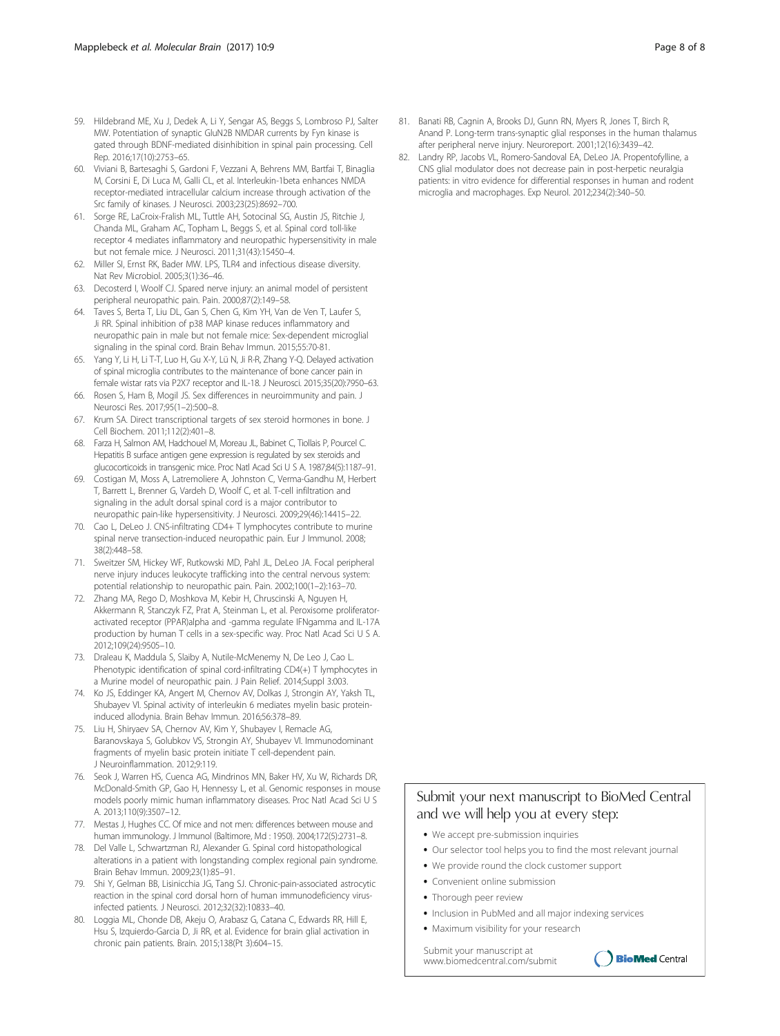59. Hildebrand ME, Xu J, Dedek A, Li Y, Sengar AS, Beggs S, Lombroso PJ, Salter MW. Potentiation of synaptic GluN2B NMDAR currents by Fyn kinase is gated through BDNF-mediated disinhibition in spinal pain processing. Cell Rep. 2016;17(10):2753–65.
60. Viviani B, Bartesaghi S, Gardoni F, Vezzani A, Behrens MM, Bartfai T, Binaglia M, Corsini E, Di Luca M, Galli CL, et al. Interleukin-1beta enhances NMDA receptor-mediated intracellular calcium increase through activation of the Src family of kinases. J Neurosci. 2003;23(25):8692–700.
61. Sorge RE, LaCroix-Fralish ML, Tuttle AH, Sotocinal SG, Austin JS, Ritchie J, Chanda ML, Graham AC, Topham L, Beggs S, et al. Spinal cord toll-like receptor 4 mediates inflammatory and neuropathic hypersensitivity in male but not female mice. J Neurosci. 2011;31(43):15450–4.
62. Miller SI, Ernst RK, Bader MW. LPS, TLR4 and infectious disease diversity. Nat Rev Microbiol. 2005;3(1):36–46.
63. Decosterd I, Woolf CJ. Spared nerve injury: an animal model of persistent peripheral neuropathic pain. Pain. 2000;87(2):149–58.
64. Taves S, Berta T, Liu DL, Gan S, Chen G, Kim YH, Van de Ven T, Laufer S, Ji RR. Spinal inhibition of p38 MAP kinase reduces inflammatory and neuropathic pain in male but not female mice: Sex-dependent microglial signaling in the spinal cord. Brain Behav Immun. 2015;55:70-81.
65. Yang Y, Li H, Li T-T, Luo H, Gu X-Y, Lü N, Ji R-R, Zhang Y-Q. Delayed activation of spinal microglia contributes to the maintenance of bone cancer pain in female wistar rats via P2X7 receptor and IL-18. J Neurosci. 2015;35(20):7950–63.
66. Rosen S, Ham B, Mogil JS. Sex differences in neuroimmunity and pain. J Neurosci Res. 2017;95(1–2):500–8.
67. Krum SA. Direct transcriptional targets of sex steroid hormones in bone. J Cell Biochem. 2011;112(2):401–8.
68. Farza H, Salmon AM, Hadchouel M, Moreau JL, Babinet C, Tiollais P, Pourcel C. Hepatitis B surface antigen gene expression is regulated by sex steroids and glucocorticoids in transgenic mice. Proc Natl Acad Sci U S A. 1987;84(5):1187–91.
69. Costigan M, Moss A, Latremoliere A, Johnston C, Verma-Gandhu M, Herbert T, Barrett L, Brenner G, Vardeh D, Woolf C, et al. T-cell infiltration and signaling in the adult dorsal spinal cord is a major contributor to neuropathic pain-like hypersensitivity. J Neurosci. 2009;29(46):14415–22.
70. Cao L, DeLeo J. CNS-infiltrating CD4+ T lymphocytes contribute to murine spinal nerve transection-induced neuropathic pain. Eur J Immunol. 2008; 38(2):448–58.
71. Sweitzer SM, Hickey WF, Rutkowski MD, Pahl JL, DeLeo JA. Focal peripheral nerve injury induces leukocyte trafficking into the central nervous system: potential relationship to neuropathic pain. Pain. 2002;100(1–2):163–70.
72. Zhang MA, Rego D, Moshkova M, Kebir H, Chruscinski A, Nguyen H, Akkermann R, Stanczyk FZ, Prat A, Steinman L, et al. Peroxisome proliferator-activated receptor (PPAR)alpha and -gamma regulate IFNgamma and IL-17A production by human T cells in a sex-specific way. Proc Natl Acad Sci U S A. 2012;109(24):9505–10.
73. Draleau K, Maddula S, Slaiby A, Nutile-McMenemy N, De Leo J, Cao L. Phenotypic identification of spinal cord-infiltrating CD4(+) T lymphocytes in a Murine model of neuropathic pain. J Pain Relief. 2014;Suppl 3:003.
74. Ko JS, Eddinger KA, Angert M, Chernov AV, Dolkas J, Strongin AY, Yaksh TL, Shubayev VI. Spinal activity of interleukin 6 mediates myelin basic protein-induced allodynia. Brain Behav Immun. 2016;56:378–89.
75. Liu H, Shiryaev SA, Chernov AV, Kim Y, Shubayev I, Remacle AG, Baranovskaya S, Golubkov VS, Strongin AY, Shubayev VI. Immunodominant fragments of myelin basic protein initiate T cell-dependent pain. J Neuroinflammation. 2012;9:119.
76. Seok J, Warren HS, Cuenca AG, Mindrinos MN, Baker HV, Xu W, Richards DR, McDonald-Smith GP, Gao H, Hennessy L, et al. Genomic responses in mouse models poorly mimic human inflammatory diseases. Proc Natl Acad Sci U S A. 2013;110(9):3507–12.
77. Mestas J, Hughes CC. Of mice and not men: differences between mouse and human immunology. J Immunol (Baltimore, Md : 1950). 2004;172(5):2731–8.
78. Del Valle L, Schwartzman RJ, Alexander G. Spinal cord histopathological alterations in a patient with longstanding complex regional pain syndrome. Brain Behav Immun. 2009;23(1):85–91.
79. Shi Y, Gelman BB, Lisinicchia JG, Tang SJ. Chronic-pain-associated astrocytic reaction in the spinal cord dorsal horn of human immunodeficiency virus-infected patients. J Neurosci. 2012;32(32):10833–40.
80. Loggia ML, Chonde DB, Akeju O, Arabasz G, Catana C, Edwards RR, Hill E, Hsu S, Izquierdo-Garcia D, Ji RR, et al. Evidence for brain glial activation in chronic pain patients. Brain. 2015;138(Pt 3):604–15.
81. Banati RB, Cagnin A, Brooks DJ, Gunn RN, Myers R, Jones T, Birch R, Anand P. Long-term trans-synaptic glial responses in the human thalamus after peripheral nerve injury. Neuroreport. 2001;12(16):3439–42.
82. Landry RP, Jacobs VL, Romero-Sandoval EA, DeLeo JA. Propentofylline, a CNS glial modulator does not decrease pain in post-herpetic neuralgia patients: in vitro evidence for differential responses in human and rodent microglia and macrophages. Exp Neurol. 2012;234(2):340–50.

Submit your next manuscript to BioMed Central and we will help you at every step:

- We accept pre-submission inquiries
- Our selector tool helps you to find the most relevant journal
- We provide round the clock customer support
- Convenient online submission
- Thorough peer review
- Inclusion in PubMed and all major indexing services
- Maximum visibility for your research

Submit your manuscript at www.biomedcentral.com/submit

BioMed Central